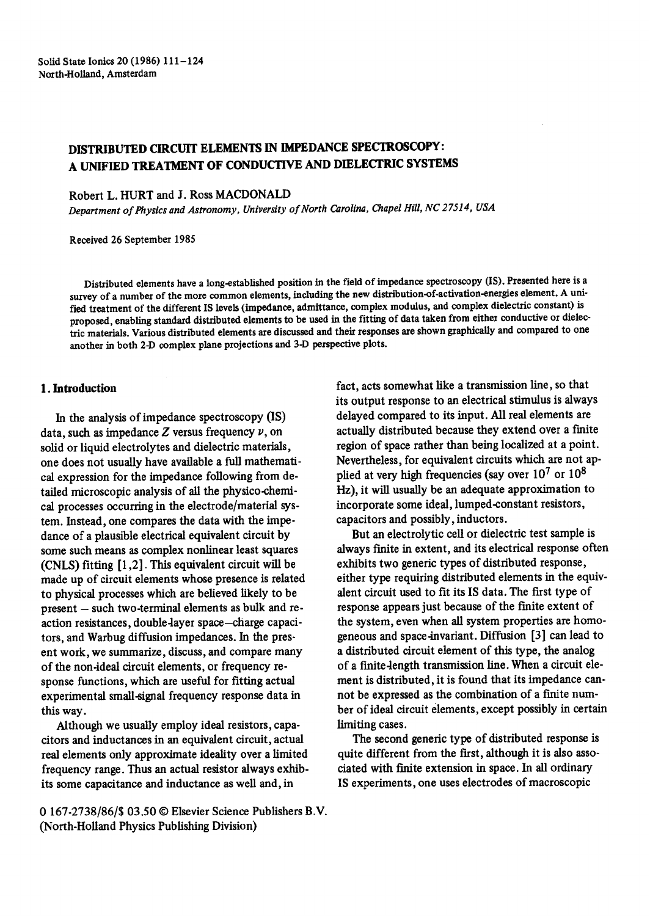Solid State Ionics 20 (1986) 111–124
North-Holland, Amsterdam

# DISTRIBUTED CIRCUIT ELEMENTS IN IMPEDANCE SPECTROSCOPY: A UNIFIED TREATMENT OF CONDUCTIVE AND DIELECTRIC SYSTEMS

Robert L. HURT and J. Ross MACDONALD

*Department of Physics and Astronomy, University of North Carolina, Chapel Hill, NC 27514, USA*

Received 26 September 1985

Distributed elements have a long-established position in the field of impedance spectroscopy (IS). Presented here is a survey of a number of the more common elements, including the new distribution-of-activation-energies element. A unified treatment of the different IS levels (impedance, admittance, complex modulus, and complex dielectric constant) is proposed, enabling standard distributed elements to be used in the fitting of data taken from either conductive or dielectric materials. Various distributed elements are discussed and their responses are shown graphically and compared to one another in both 2-D complex plane projections and 3-D perspective plots.

## 1. Introduction

In the analysis of impedance spectroscopy (IS) data, such as impedance $Z$ versus frequency $\nu$, on solid or liquid electrolytes and dielectric materials, one does not usually have available a full mathematical expression for the impedance following from detailed microscopic analysis of all the physico-chemical processes occurring in the electrode/material system. Instead, one compares the data with the impedance of a plausible electrical equivalent circuit by some such means as complex nonlinear least squares (CNLS) fitting [1,2]. This equivalent circuit will be made up of circuit elements whose presence is related to physical processes which are believed likely to be present – such two-terminal elements as bulk and reaction resistances, double-layer space–charge capacitors, and Warbug diffusion impedances. In the present work, we summarize, discuss, and compare many of the non-ideal circuit elements, or frequency response functions, which are useful for fitting actual experimental small-signal frequency response data in this way.

Although we usually employ ideal resistors, capacitors and inductances in an equivalent circuit, actual real elements only approximate ideality over a limited frequency range. Thus an actual resistor always exhibits some capacitance and inductance as well and, in fact, acts somewhat like a transmission line, so that its output response to an electrical stimulus is always delayed compared to its input. All real elements are actually distributed because they extend over a finite region of space rather than being localized at a point. Nevertheless, for equivalent circuits which are not applied at very high frequencies (say over $10^7$ or $10^8$ Hz), it will usually be an adequate approximation to incorporate some ideal, lumped-constant resistors, capacitors and possibly, inductors.

But an electrolytic cell or dielectric test sample is always finite in extent, and its electrical response often exhibits two generic types of distributed response, either type requiring distributed elements in the equivalent circuit used to fit its IS data. The first type of response appears just because of the finite extent of the system, even when all system properties are homogeneous and space-invariant. Diffusion [3] can lead to a distributed circuit element of this type, the analog of a finite-length transmission line. When a circuit element is distributed, it is found that its impedance cannot be expressed as the combination of a finite number of ideal circuit elements, except possibly in certain limiting cases.

The second generic type of distributed response is quite different from the first, although it is also associated with finite extension in space. In all ordinary IS experiments, one uses electrodes of macroscopic

0 167-2738/86/$ 03.50 © Elsevier Science Publishers B.V.
(North-Holland Physics Publishing Division)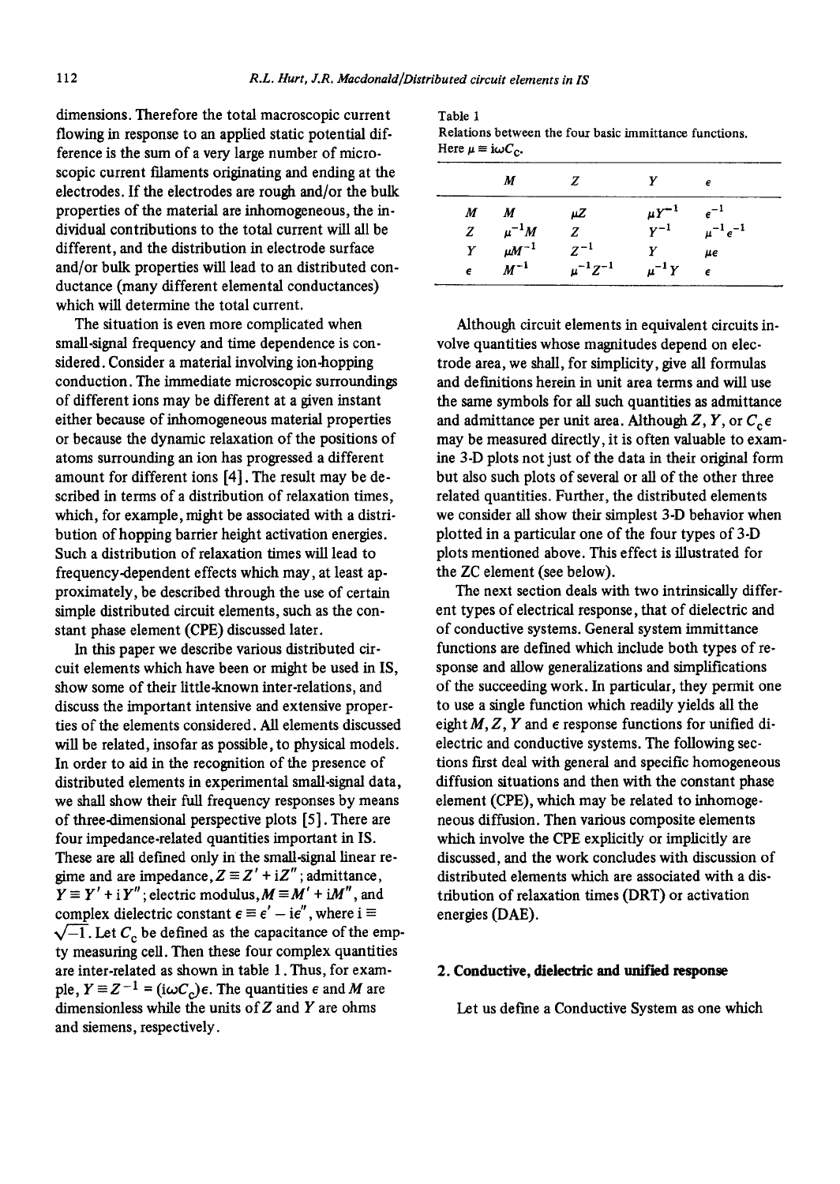dimensions. Therefore the total macroscopic current flowing in response to an applied static potential difference is the sum of a very large number of microscopic current filaments originating and ending at the electrodes. If the electrodes are rough and/or the bulk properties of the material are inhomogeneous, the individual contributions to the total current will all be different, and the distribution in electrode surface and/or bulk properties will lead to an distributed conductance (many different elemental conductances) which will determine the total current.

The situation is even more complicated when small-signal frequency and time dependence is considered. Consider a material involving ion-hopping conduction. The immediate microscopic surroundings of different ions may be different at a given instant either because of inhomogeneous material properties or because the dynamic relaxation of the positions of atoms surrounding an ion has progressed a different amount for different ions [4]. The result may be described in terms of a distribution of relaxation times, which, for example, might be associated with a distribution of hopping barrier height activation energies. Such a distribution of relaxation times will lead to frequency-dependent effects which may, at least approximately, be described through the use of certain simple distributed circuit elements, such as the constant phase element (CPE) discussed later.

In this paper we describe various distributed circuit elements which have been or might be used in IS, show some of their little-known inter-relations, and discuss the important intensive and extensive properties of the elements considered. All elements discussed will be related, insofar as possible, to physical models. In order to aid in the recognition of the presence of distributed elements in experimental small-signal data, we shall show their full frequency responses by means of three-dimensional perspective plots [5]. There are four impedance-related quantities important in IS. These are all defined only in the small-signal linear regime and are impedance, $Z \equiv Z' + iZ''$; admittance, $Y \equiv Y' + iY''$; electric modulus, $M \equiv M' + iM''$, and complex dielectric constant $\epsilon \equiv \epsilon' - i\epsilon''$, where $i \equiv \sqrt{-1}$. Let $C_c$ be defined as the capacitance of the empty measuring cell. Then these four complex quantities are inter-related as shown in table 1. Thus, for example, $Y \equiv Z^{-1} = (i\omega C_c)\epsilon$. The quantities $\epsilon$ and $M$ are dimensionless while the units of $Z$ and $Y$ are ohms and siemens, respectively.

Table 1
Relations between the four basic immittance functions. Here $\mu \equiv i\omega C_c$.

| | $M$ | $Z$ | $Y$ | $\epsilon$ |
|---|---|---|---|---|
| $M$ | $M$ | $\mu Z$ | $\mu Y^{-1}$ | $\epsilon^{-1}$ |
| $Z$ | $\mu^{-1} M$ | $Z$ | $Y^{-1}$ | $\mu^{-1}\epsilon^{-1}$ |
| $Y$ | $\mu M^{-1}$ | $Z^{-1}$ | $Y$ | $\mu\epsilon$ |
| $\epsilon$ | $M^{-1}$ | $\mu^{-1} Z^{-1}$ | $\mu^{-1} Y$ | $\epsilon$ |

Although circuit elements in equivalent circuits involve quantities whose magnitudes depend on electrode area, we shall, for simplicity, give all formulas and definitions herein in unit area terms and will use the same symbols for all such quantities as admittance and admittance per unit area. Although $Z$, $Y$, or $C_c\epsilon$ may be measured directly, it is often valuable to examine 3-D plots not just of the data in their original form but also such plots of several or all of the other three related quantities. Further, the distributed elements we consider all show their simplest 3-D behavior when plotted in a particular one of the four types of 3-D plots mentioned above. This effect is illustrated for the ZC element (see below).

The next section deals with two intrinsically different types of electrical response, that of dielectric and of conductive systems. General system immittance functions are defined which include both types of response and allow generalizations and simplifications of the succeeding work. In particular, they permit one to use a single function which readily yields all the eight $M$, $Z$, $Y$ and $\epsilon$ response functions for unified dielectric and conductive systems. The following sections first deal with general and specific homogeneous diffusion situations and then with the constant phase element (CPE), which may be related to inhomogeneous diffusion. Then various composite elements which involve the CPE explicitly or implicitly are discussed, and the work concludes with discussion of distributed elements which are associated with a distribution of relaxation times (DRT) or activation energies (DAE).

## 2. Conductive, dielectric and unified response

Let us define a Conductive System as one which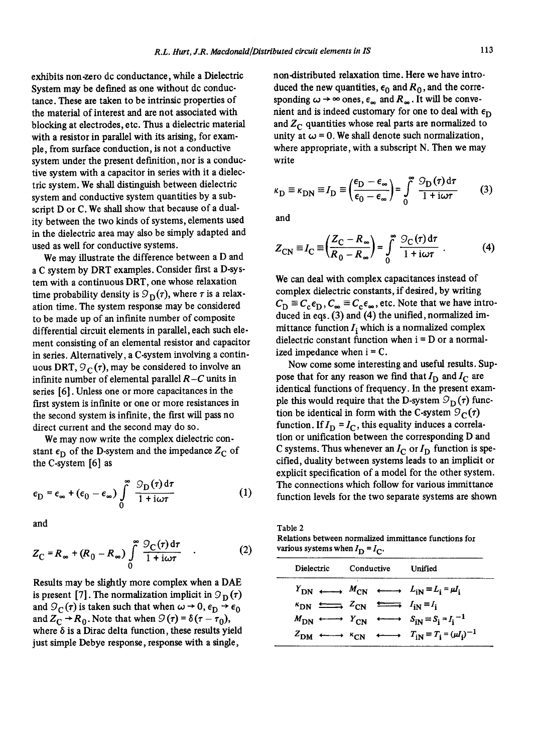exhibits non-zero dc conductance, while a Dielectric System may be defined as one without dc conductance. These are taken to be intrinsic properties of the material of interest and are not associated with blocking at electrodes, etc. Thus a dielectric material with a resistor in parallel with its arising, for example, from surface conduction, is not a conductive system under the present definition, nor is a conductive system with a capacitor in series with it a dielectric system. We shall distinguish between dielectric system and conductive system quantities by a subscript D or C. We shall show that because of a duality between the two kinds of systems, elements used in the dielectric area may also be simply adapted and used as well for conductive systems.

We may illustrate the difference between a D and a C system by DRT examples. Consider first a D-system with a continuous DRT, one whose relaxation time probability density is $\mathcal{G}_D(\tau)$, where $\tau$ is a relaxation time. The system response may be considered to be made up of an infinite number of composite differential circuit elements in parallel, each such element consisting of an elemental resistor and capacitor in series. Alternatively, a C-system involving a continuous DRT, $\mathcal{G}_C(\tau)$, may be considered to involve an infinite number of elemental parallel $R$–$C$ units in series [6]. Unless one or more capacitances in the first system is infinite or one or more resistances in the second system is infinite, the first will pass no direct current and the second may do so.

We may now write the complex dielectric constant $\epsilon_D$ of the D-system and the impedance $Z_C$ of the C-system [6] as

$$\epsilon_D = \epsilon_\infty + (\epsilon_0 - \epsilon_\infty) \int_0^\infty \frac{\mathcal{G}_D(\tau)\,\mathrm{d}\tau}{1 + \mathrm{i}\omega\tau} \tag{1}$$

and

$$Z_C = R_\infty + (R_0 - R_\infty) \int_0^\infty \frac{\mathcal{G}_C(\tau)\,\mathrm{d}\tau}{1 + \mathrm{i}\omega\tau} \quad . \tag{2}$$

Results may be slightly more complex when a DAE is present [7]. The normalization implicit in $\mathcal{G}_D(\tau)$ and $\mathcal{G}_C(\tau)$ is taken such that when $\omega \to 0$, $\epsilon_D \to \epsilon_0$ and $Z_C \to R_0$. Note that when $\mathcal{G}(\tau) = \delta(\tau - \tau_0)$, where $\delta$ is a Dirac delta function, these results yield just simple Debye response, response with a single, non-distributed relaxation time. Here we have introduced the new quantities, $\epsilon_0$ and $R_0$, and the corresponding $\omega \to \infty$ ones, $\epsilon_\infty$ and $R_\infty$. It will be convenient and is indeed customary for one to deal with $\epsilon_D$ and $Z_C$ quantities whose real parts are normalized to unity at $\omega = 0$. We shall denote such normalization, where appropriate, with a subscript N. Then we may write

$$\kappa_D \equiv \kappa_{DN} \equiv I_D \equiv \left(\frac{\epsilon_D - \epsilon_\infty}{\epsilon_0 - \epsilon_\infty}\right) = \int_0^\infty \frac{\mathcal{G}_D(\tau)\,\mathrm{d}\tau}{1 + \mathrm{i}\omega\tau} \tag{3}$$

and

$$Z_{CN} \equiv I_C \equiv \left(\frac{Z_C - R_\infty}{R_0 - R_\infty}\right) = \int_0^\infty \frac{\mathcal{G}_C(\tau)\,\mathrm{d}\tau}{1 + \mathrm{i}\omega\tau} \quad . \tag{4}$$

We can deal with complex capacitances instead of complex dielectric constants, if desired, by writing $C_D \equiv C_c\epsilon_D$, $C_\infty \equiv C_c\epsilon_\infty$, etc. Note that we have introduced in eqs. (3) and (4) the unified, normalized immittance function $I_i$ which is a normalized complex dielectric constant function when i = D or a normalized impedance when i = C.

Now come some interesting and useful results. Suppose that for any reason we find that $I_D$ and $I_C$ are identical functions of frequency. In the present example this would require that the D-system $\mathcal{G}_D(\tau)$ function be identical in form with the C-system $\mathcal{G}_C(\tau)$ function. If $I_D = I_C$, this equality induces a correlation or unification between the corresponding D and C systems. Thus whenever an $I_C$ or $I_D$ function is specified, duality between systems leads to an implicit or explicit specification of a model for the other system. The connections which follow for various immittance function levels for the two separate systems are shown

Table 2
Relations between normalized immittance functions for various systems when $I_D = I_C$.

| Dielectric | | Conductive | | Unified |
|---|---|---|---|---|
| $Y_{DN}$ | $\longleftrightarrow$ | $M_{CN}$ | $\longleftrightarrow$ | $L_{iN} \equiv L_i = \mu I_i$ |
| $\kappa_{DN}$ | $\rightleftarrows$ | $Z_{CN}$ | $\leftrightarrows$ | $I_{iN} \equiv I_i$ |
| $M_{DN}$ | $\longleftrightarrow$ | $Y_{CN}$ | $\longleftrightarrow$ | $S_{iN} \equiv S_i = I_i^{-1}$ |
| $Z_{DM}$ | $\longleftrightarrow$ | $\kappa_{CN}$ | $\longleftrightarrow$ | $T_{iN} \equiv T_i = (\mu I_i)^{-1}$ |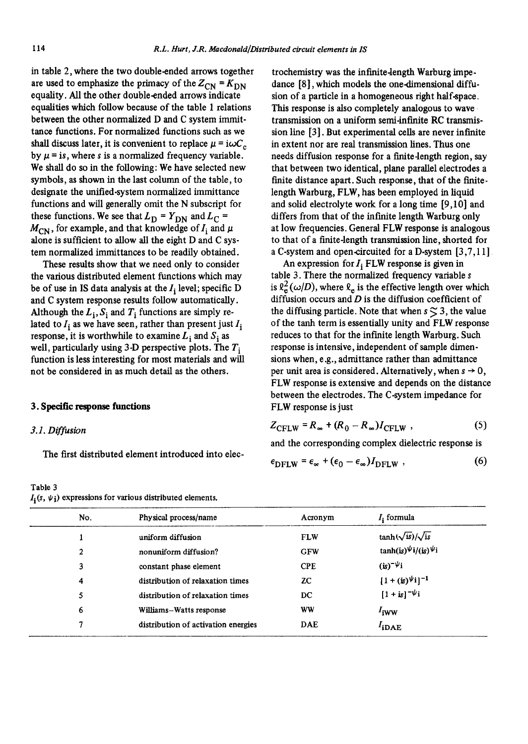in table 2, where the two double-ended arrows together are used to emphasize the primacy of the $Z_{CN} = K_{DN}$ equality. All the other double-ended arrows indicate equalities which follow because of the table 1 relations between the other normalized D and C system immittance functions. For normalized functions such as we shall discuss later, it is convenient to replace $\mu = i\omega C_c$ by $\mu = is$, where $s$ is a normalized frequency variable. We shall do so in the following: We have selected new symbols, as shown in the last column of the table, to designate the unified-system normalized immittance functions and will generally omit the N subscript for these functions. We see that $L_D = Y_{DN}$ and $L_C = M_{CN}$, for example, and that knowledge of $I_i$ and $\mu$ alone is sufficient to allow all the eight D and C system normalized immittances to be readily obtained.

These results show that we need only to consider the various distributed element functions which may be of use in IS data analysis at the $I_i$ level; specific D and C system response results follow automatically. Although the $L_i$, $S_i$ and $T_i$ functions are simply related to $I_i$ as we have seen, rather than present just $I_i$ response, it is worthwhile to examine $L_i$ and $S_i$ as well, particularly using 3-D perspective plots. The $T_i$ function is less interesting for most materials and will not be considered in as much detail as the others.

## 3. Specific response functions

### 3.1. Diffusion

The first distributed element introduced into electrochemistry was the infinite-length Warburg impedance [8], which models the one-dimensional diffusion of a particle in a homogeneous right half-space. This response is also completely analogous to wave transmission on a uniform semi-infinite RC transmission line [3]. But experimental cells are never infinite in extent nor are real transmission lines. Thus one needs diffusion response for a finite-length region, say that between two identical, plane parallel electrodes a finite distance apart. Such response, that of the finite-length Warburg, FLW, has been employed in liquid and solid electrolyte work for a long time [9,10] and differs from that of the infinite length Warburg only at low frequencies. General FLW response is analogous to that of a finite-length transmission line, shorted for a C-system and open-circuited for a D-system [3,7,11].

An expression for $I_i$ FLW response is given in table 3. There the normalized frequency variable $s$ is $\ell_e^2(\omega/D)$, where $\ell_e$ is the effective length over which diffusion occurs and $D$ is the diffusion coefficient of the diffusing particle. Note that when $s \gtrsim 3$, the value of the tanh term is essentially unity and FLW response reduces to that for the infinite length Warburg. Such response is intensive, independent of sample dimensions when, e.g., admittance rather than admittance per unit area is considered. Alternatively, when $s \to 0$, FLW response is extensive and depends on the distance between the electrodes. The C-system impedance for FLW response is just

$$Z_{CFLW} = R_\infty + (R_0 - R_\infty)I_{CFLW} , \tag{5}$$

and the corresponding complex dielectric response is

$$\epsilon_{DFLW} = \epsilon_\infty + (\epsilon_0 - \epsilon_\infty)I_{DFLW} , \tag{6}$$

Table 3
$I_i(s, \psi_i)$ expressions for various distributed elements.

| No. | Physical process/name | Acronym | $I_i$ formula |
|---|---|---|---|
| 1 | uniform diffusion | FLW | $\tanh(\sqrt{is})/\sqrt{is}$ |
| 2 | nonuniform diffusion? | GFW | $\tanh(is)^{\psi_i}/(is)^{\psi_i}$ |
| 3 | constant phase element | CPE | $(is)^{-\psi_i}$ |
| 4 | distribution of relaxation times | ZC | $[1 + (is)^{\psi_i}]^{-1}$ |
| 5 | distribution of relaxation times | DC | $[1 + is]^{-\psi_i}$ |
| 6 | Williams–Watts response | WW | $I_{iWW}$ |
| 7 | distribution of activation energies | DAE | $I_{iDAE}$ |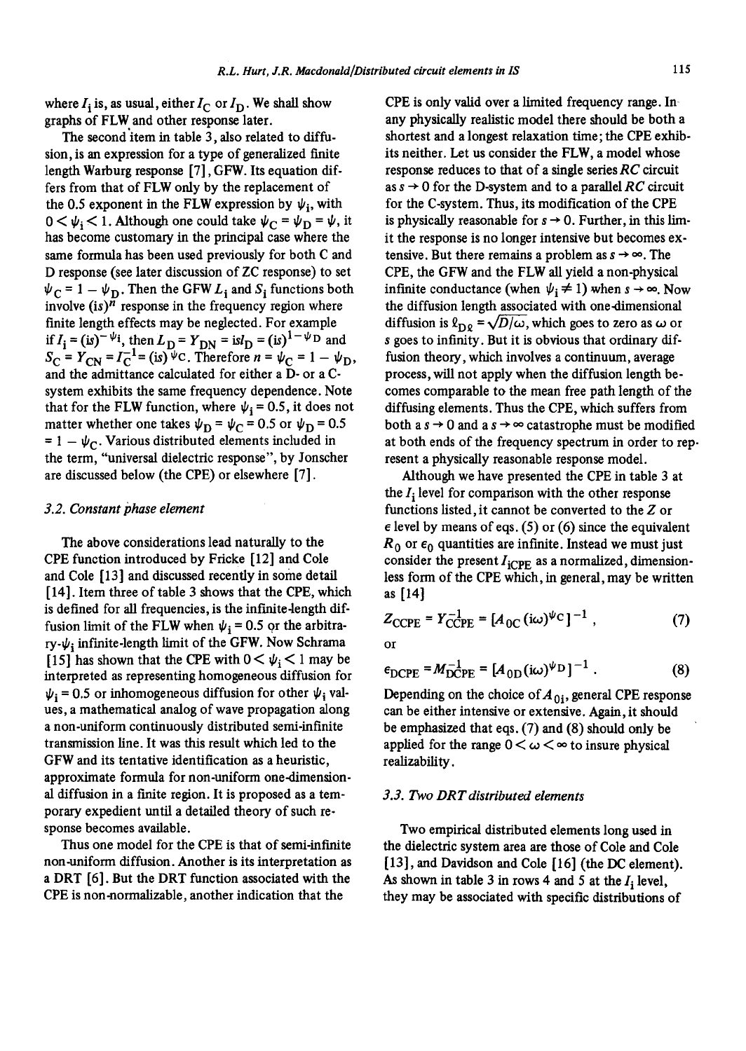where $I_i$ is, as usual, either $I_C$ or $I_D$. We shall show graphs of FLW and other response later.

The second item in table 3, also related to diffusion, is an expression for a type of generalized finite length Warburg response [7], GFW. Its equation differs from that of FLW only by the replacement of the 0.5 exponent in the FLW expression by $\psi_i$, with $0 < \psi_i < 1$. Although one could take $\psi_C = \psi_D = \psi$, it has become customary in the principal case where the same formula has been used previously for both C and D response (see later discussion of ZC response) to set $\psi_C = 1 - \psi_D$. Then the GFW $L_i$ and $S_i$ functions both involve $(is)^n$ response in the frequency region where finite length effects may be neglected. For example if $I_i = (is)^{-\psi_i}$, then $L_D = Y_{DN} = isI_D = (is)^{1-\psi_D}$ and $S_C = Y_{CN} = I_C^{-1} = (is)^{\psi_C}$. Therefore $n = \psi_C = 1 - \psi_D$, and the admittance calculated for either a D- or a C-system exhibits the same frequency dependence. Note that for the FLW function, where $\psi_i = 0.5$, it does not matter whether one takes $\psi_D = \psi_C = 0.5$ or $\psi_D = 0.5 = 1 - \psi_C$. Various distributed elements included in the term, "universal dielectric response", by Jonscher are discussed below (the CPE) or elsewhere [7].

### 3.2. Constant phase element

The above considerations lead naturally to the CPE function introduced by Fricke [12] and Cole and Cole [13] and discussed recently in some detail [14]. Item three of table 3 shows that the CPE, which is defined for all frequencies, is the infinite-length diffusion limit of the FLW when $\psi_i = 0.5$ or the arbitrary-$\psi_i$ infinite-length limit of the GFW. Now Schrama [15] has shown that the CPE with $0 < \psi_i < 1$ may be interpreted as representing homogeneous diffusion for $\psi_i = 0.5$ or inhomogeneous diffusion for other $\psi_i$ values, a mathematical analog of wave propagation along a non-uniform continuously distributed semi-infinite transmission line. It was this result which led to the GFW and its tentative identification as a heuristic, approximate formula for non-uniform one-dimensional diffusion in a finite region. It is proposed as a temporary expedient until a detailed theory of such response becomes available.

Thus one model for the CPE is that of semi-infinite non-uniform diffusion. Another is its interpretation as a DRT [6]. But the DRT function associated with the CPE is non-normalizable, another indication that the CPE is only valid over a limited frequency range. In any physically realistic model there should be both a shortest and a longest relaxation time; the CPE exhibits neither. Let us consider the FLW, a model whose response reduces to that of a single series $RC$ circuit as $s \to 0$ for the D-system and to a parallel $RC$ circuit for the C-system. Thus, its modification of the CPE is physically reasonable for $s \to 0$. Further, in this limit the response is no longer intensive but becomes extensive. But there remains a problem as $s \to \infty$. The CPE, the GFW and the FLW all yield a non-physical infinite conductance (when $\psi_i \neq 1$) when $s \to \infty$. Now the diffusion length associated with one-dimensional diffusion is $\ell_{D\ell} = \sqrt{D/\omega}$, which goes to zero as $\omega$ or $s$ goes to infinity. But it is obvious that ordinary diffusion theory, which involves a continuum, average process, will not apply when the diffusion length becomes comparable to the mean free path length of the diffusing elements. Thus the CPE, which suffers from both a $s \to 0$ and a $s \to \infty$ catastrophe must be modified at both ends of the frequency spectrum in order to represent a physically reasonable response model.

Although we have presented the CPE in table 3 at the $I_i$ level for comparison with the other response functions listed, it cannot be converted to the $Z$ or $\epsilon$ level by means of eqs. (5) or (6) since the equivalent $R_0$ or $\epsilon_0$ quantities are infinite. Instead we must just consider the present $I_{iCPE}$ as a normalized, dimensionless form of the CPE which, in general, may be written as [14]

$$Z_{CCPE} = Y_{CCPE}^{-1} = [A_{0C}(i\omega)^{\psi_C}]^{-1}, \tag{7}$$

or

$$\epsilon_{DCPE} = M_{DCPE}^{-1} = [A_{0D}(i\omega)^{\psi_D}]^{-1}. \tag{8}$$

Depending on the choice of $A_{0i}$, general CPE response can be either intensive or extensive. Again, it should be emphasized that eqs. (7) and (8) should only be applied for the range $0 < \omega < \infty$ to insure physical realizability.

### 3.3. Two DRT distributed elements

Two empirical distributed elements long used in the dielectric system area are those of Cole and Cole [13], and Davidson and Cole [16] (the DC element). As shown in table 3 in rows 4 and 5 at the $I_i$ level, they may be associated with specific distributions of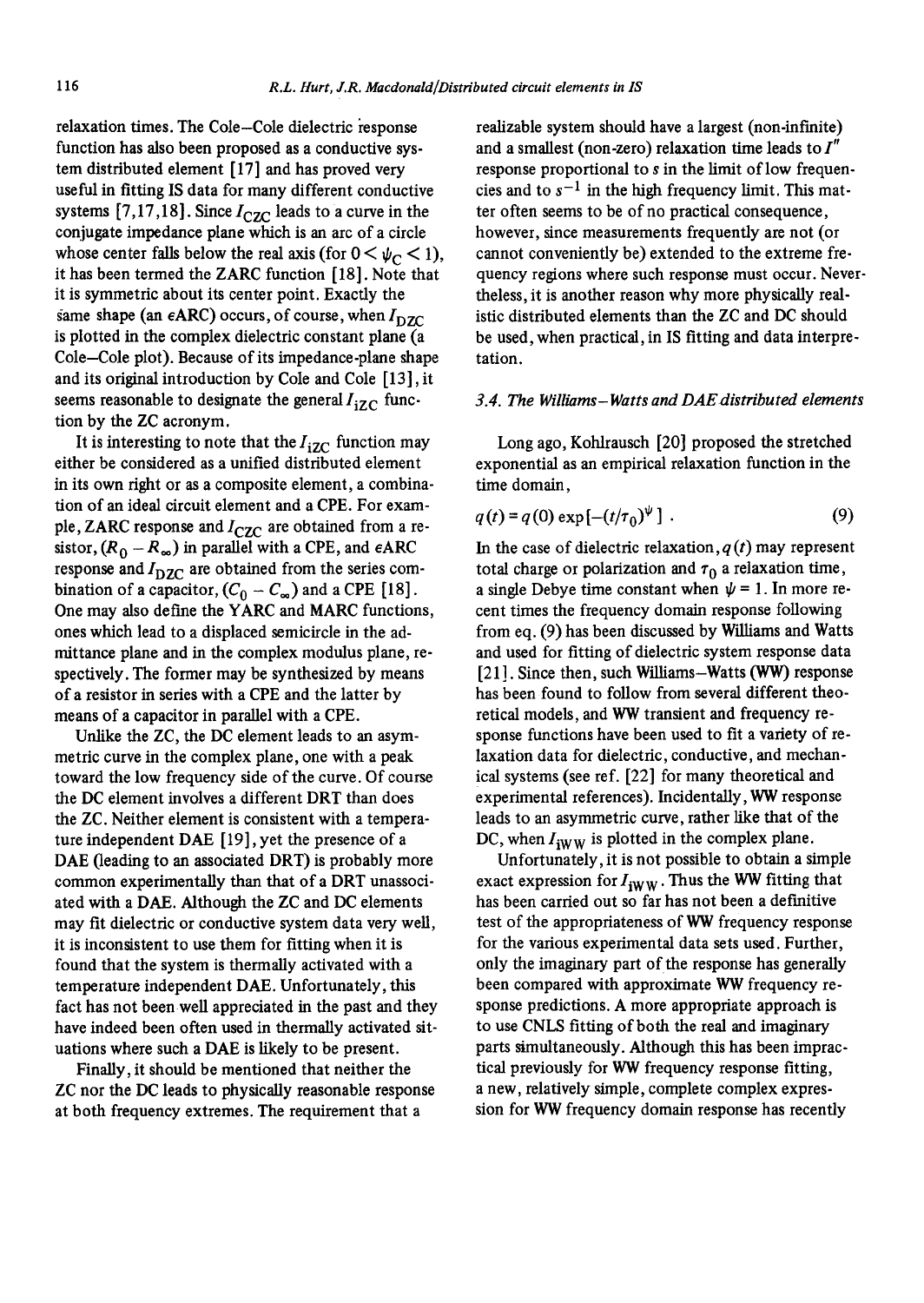relaxation times. The Cole–Cole dielectric response function has also been proposed as a conductive system distributed element [17] and has proved very useful in fitting IS data for many different conductive systems [7,17,18]. Since $I_{CZC}$ leads to a curve in the conjugate impedance plane which is an arc of a circle whose center falls below the real axis (for $0 < \psi_C < 1$), it has been termed the ZARC function [18]. Note that it is symmetric about its center point. Exactly the same shape (an $\epsilon$ARC) occurs, of course, when $I_{DZC}$ is plotted in the complex dielectric constant plane (a Cole–Cole plot). Because of its impedance-plane shape and its original introduction by Cole and Cole [13], it seems reasonable to designate the general $I_{iZC}$ function by the ZC acronym.

It is interesting to note that the $I_{iZC}$ function may either be considered as a unified distributed element in its own right or as a composite element, a combination of an ideal circuit element and a CPE. For example, ZARC response and $I_{CZC}$ are obtained from a resistor, $(R_0 - R_\infty)$ in parallel with a CPE, and $\epsilon$ARC response and $I_{DZC}$ are obtained from the series combination of a capacitor, $(C_0 - C_\infty)$ and a CPE [18]. One may also define the YARC and MARC functions, ones which lead to a displaced semicircle in the admittance plane and in the complex modulus plane, respectively. The former may be synthesized by means of a resistor in series with a CPE and the latter by means of a capacitor in parallel with a CPE.

Unlike the ZC, the DC element leads to an asymmetric curve in the complex plane, one with a peak toward the low frequency side of the curve. Of course the DC element involves a different DRT than does the ZC. Neither element is consistent with a temperature independent DAE [19], yet the presence of a DAE (leading to an associated DRT) is probably more common experimentally than that of a DRT unassociated with a DAE. Although the ZC and DC elements may fit dielectric or conductive system data very well, it is inconsistent to use them for fitting when it is found that the system is thermally activated with a temperature independent DAE. Unfortunately, this fact has not been well appreciated in the past and they have indeed been often used in thermally activated situations where such a DAE is likely to be present.

Finally, it should be mentioned that neither the ZC nor the DC leads to physically reasonable response at both frequency extremes. The requirement that a realizable system should have a largest (non-infinite) and a smallest (non-zero) relaxation time leads to $I''$ response proportional to $s$ in the limit of low frequencies and to $s^{-1}$ in the high frequency limit. This matter often seems to be of no practical consequence, however, since measurements frequently are not (or cannot conveniently be) extended to the extreme frequency regions where such response must occur. Nevertheless, it is another reason why more physically realistic distributed elements than the ZC and DC should be used, when practical, in IS fitting and data interpretation.

### *3.4. The Williams–Watts and DAE distributed elements*

Long ago, Kohlrausch [20] proposed the stretched exponential as an empirical relaxation function in the time domain,

$$q(t) = q(0) \exp[-(t/\tau_0)^\psi] \ . \tag{9}$$

In the case of dielectric relaxation, $q(t)$ may represent total charge or polarization and $\tau_0$ a relaxation time, a single Debye time constant when $\psi = 1$. In more recent times the frequency domain response following from eq. (9) has been discussed by Williams and Watts and used for fitting of dielectric system response data [21]. Since then, such Williams–Watts (WW) response has been found to follow from several different theoretical models, and WW transient and frequency response functions have been used to fit a variety of relaxation data for dielectric, conductive, and mechanical systems (see ref. [22] for many theoretical and experimental references). Incidentally, WW response leads to an asymmetric curve, rather like that of the DC, when $I_{iWW}$ is plotted in the complex plane.

Unfortunately, it is not possible to obtain a simple exact expression for $I_{iWW}$. Thus the WW fitting that has been carried out so far has not been a definitive test of the appropriateness of WW frequency response for the various experimental data sets used. Further, only the imaginary part of the response has generally been compared with approximate WW frequency response predictions. A more appropriate approach is to use CNLS fitting of both the real and imaginary parts simultaneously. Although this has been impractical previously for WW frequency response fitting, a new, relatively simple, complete complex expression for WW frequency domain response has recently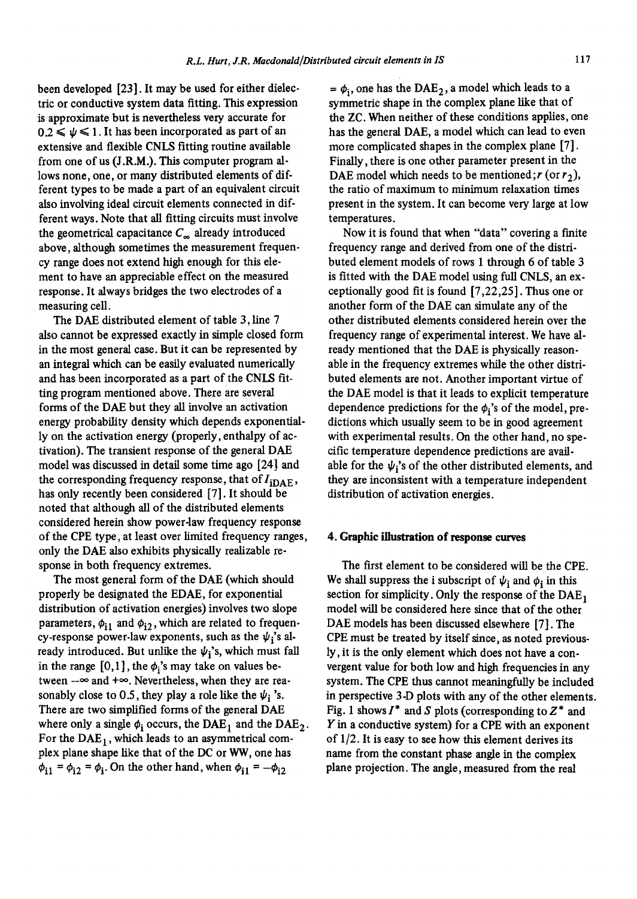been developed [23]. It may be used for either dielectric or conductive system data fitting. This expression is approximate but is nevertheless very accurate for $0.2 \leqslant \psi \leqslant 1$. It has been incorporated as part of an extensive and flexible CNLS fitting routine available from one of us (J.R.M.). This computer program allows none, one, or many distributed elements of different types to be made a part of an equivalent circuit also involving ideal circuit elements connected in different ways. Note that all fitting circuits must involve the geometrical capacitance $C_\infty$ already introduced above, although sometimes the measurement frequency range does not extend high enough for this element to have an appreciable effect on the measured response. It always bridges the two electrodes of a measuring cell.

The DAE distributed element of table 3, line 7 also cannot be expressed exactly in simple closed form in the most general case. But it can be represented by an integral which can be easily evaluated numerically and has been incorporated as a part of the CNLS fitting program mentioned above. There are several forms of the DAE but they all involve an activation energy probability density which depends exponentially on the activation energy (properly, enthalpy of activation). The transient response of the general DAE model was discussed in detail some time ago [24] and the corresponding frequency response, that of $I_{\mathrm{iDAE}}$, has only recently been considered [7]. It should be noted that although all of the distributed elements considered herein show power-law frequency response of the CPE type, at least over limited frequency ranges, only the DAE also exhibits physically realizable response in both frequency extremes.

The most general form of the DAE (which should properly be designated the EDAE, for exponential distribution of activation energies) involves two slope parameters, $\phi_{i1}$ and $\phi_{i2}$, which are related to frequency-response power-law exponents, such as the $\psi_i$'s already introduced. But unlike the $\psi_i$'s, which must fall in the range [0,1], the $\phi_i$'s may take on values between $-\infty$ and $+\infty$. Nevertheless, when they are reasonably close to 0.5, they play a role like the $\psi_i$'s. There are two simplified forms of the general DAE where only a single $\phi_i$ occurs, the $\mathrm{DAE}_1$ and the $\mathrm{DAE}_2$. For the $\mathrm{DAE}_1$, which leads to an asymmetrical complex plane shape like that of the DC or WW, one has $\phi_{i1} = \phi_{i2} = \phi_i$. On the other hand, when $\phi_{i1} = -\phi_{i2} = \phi_i$, one has the $\mathrm{DAE}_2$, a model which leads to a symmetric shape in the complex plane like that of the ZC. When neither of these conditions applies, one has the general DAE, a model which can lead to even more complicated shapes in the complex plane [7]. Finally, there is one other parameter present in the DAE model which needs to be mentioned; $r$ (or $r_2$), the ratio of maximum to minimum relaxation times present in the system. It can become very large at low temperatures.

Now it is found that when "data" covering a finite frequency range and derived from one of the distributed element models of rows 1 through 6 of table 3 is fitted with the DAE model using full CNLS, an exceptionally good fit is found [7,22,25]. Thus one or another form of the DAE can simulate any of the other distributed elements considered herein over the frequency range of experimental interest. We have already mentioned that the DAE is physically reasonable in the frequency extremes while the other distributed elements are not. Another important virtue of the DAE model is that it leads to explicit temperature dependence predictions for the $\phi_i$'s of the model, predictions which usually seem to be in good agreement with experimental results. On the other hand, no specific temperature dependence predictions are available for the $\psi_i$'s of the other distributed elements, and they are inconsistent with a temperature independent distribution of activation energies.

## 4. Graphic illustration of response curves

The first element to be considered will be the CPE. We shall suppress the i subscript of $\psi_i$ and $\phi_i$ in this section for simplicity. Only the response of the $\mathrm{DAE}_1$ model will be considered here since that of the other DAE models has been discussed elsewhere [7]. The CPE must be treated by itself since, as noted previously, it is the only element which does not have a convergent value for both low and high frequencies in any system. The CPE thus cannot meaningfully be included in perspective 3-D plots with any of the other elements. Fig. 1 shows $I^*$ and $S$ plots (corresponding to $Z^*$ and $Y$ in a conductive system) for a CPE with an exponent of 1/2. It is easy to see how this element derives its name from the constant phase angle in the complex plane projection. The angle, measured from the real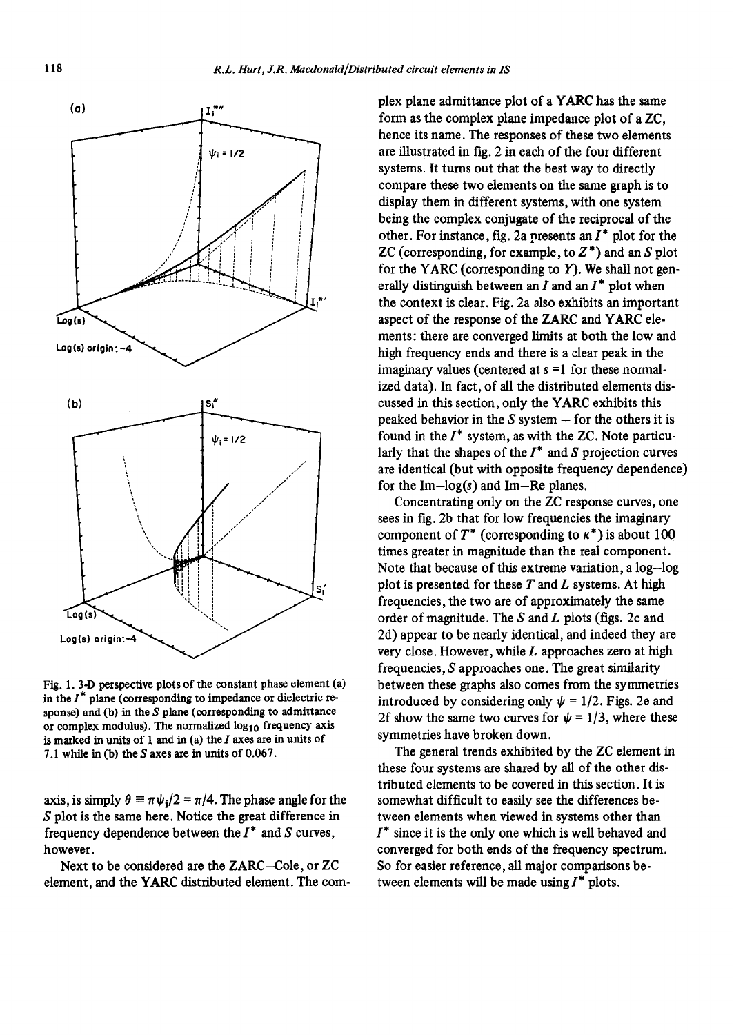Fig. 1. 3-D perspective plots of the constant phase element (a) in the $I^*$ plane (corresponding to impedance or dielectric response) and (b) in the $S$ plane (corresponding to admittance or complex modulus). The normalized $\log_{10}$ frequency axis is marked in units of 1 and in (a) the $I$ axes are in units of 7.1 while in (b) the $S$ axes are in units of 0.067.

axis, is simply $\theta \equiv \pi\psi_i/2 = \pi/4$. The phase angle for the $S$ plot is the same here. Notice the great difference in frequency dependence between the $I^*$ and $S$ curves, however.

Next to be considered are the ZARC–Cole, or ZC element, and the YARC distributed element. The complex plane admittance plot of a YARC has the same form as the complex plane impedance plot of a ZC, hence its name. The responses of these two elements are illustrated in fig. 2 in each of the four different systems. It turns out that the best way to directly compare these two elements on the same graph is to display them in different systems, with one system being the complex conjugate of the reciprocal of the other. For instance, fig. 2a presents an $I^*$ plot for the ZC (corresponding, for example, to $Z^*$) and an $S$ plot for the YARC (corresponding to $Y$). We shall not generally distinguish between an $I$ and an $I^*$ plot when the context is clear. Fig. 2a also exhibits an important aspect of the response of the ZARC and YARC elements: there are converged limits at both the low and high frequency ends and there is a clear peak in the imaginary values (centered at $s = 1$ for these normalized data). In fact, of all the distributed elements discussed in this section, only the YARC exhibits this peaked behavior in the $S$ system – for the others it is found in the $I^*$ system, as with the ZC. Note particularly that the shapes of the $I^*$ and $S$ projection curves are identical (but with opposite frequency dependence) for the Im–log($s$) and Im–Re planes.

Concentrating only on the ZC response curves, one sees in fig. 2b that for low frequencies the imaginary component of $T^*$ (corresponding to $\kappa^*$) is about 100 times greater in magnitude than the real component. Note that because of this extreme variation, a log–log plot is presented for these $T$ and $L$ systems. At high frequencies, the two are of approximately the same order of magnitude. The $S$ and $L$ plots (figs. 2c and 2d) appear to be nearly identical, and indeed they are very close. However, while $L$ approaches zero at high frequencies, $S$ approaches one. The great similarity between these graphs also comes from the symmetries introduced by considering only $\psi = 1/2$. Figs. 2e and 2f show the same two curves for $\psi = 1/3$, where these symmetries have broken down.

The general trends exhibited by the ZC element in these four systems are shared by all of the other distributed elements to be covered in this section. It is somewhat difficult to easily see the differences between elements when viewed in systems other than $I^*$ since it is the only one which is well behaved and converged for both ends of the frequency spectrum. So for easier reference, all major comparisons between elements will be made using $I^*$ plots.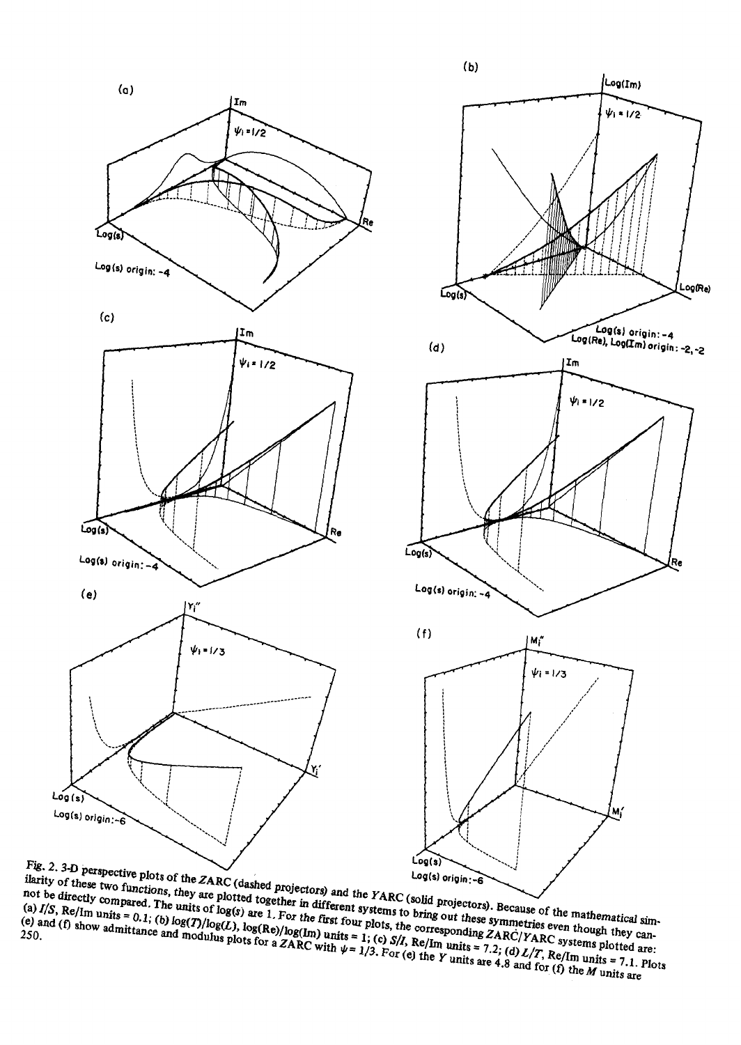Fig. 2. 3-D perspective plots of the ZARC (dashed projectors) and the YARC (solid projectors). Because of the mathematical similarity of these two functions, they are plotted together in different systems to bring out these symmetries even though they cannot be directly compared. The units of log(s) are 1. For the first four plots, the corresponding ZARC/YARC systems plotted are: (a) I/S, Re/Im units = 0.1; (b) log(T)/log(L), log(Re)/log(Im) units = 1; (c) S/I, Re/Im units = 7.2; (d) L/T, Re/Im units = 7.1. Plots (e) and (f) show admittance and modulus plots for a ZARC with $\psi = 1/3$. For (e) the Y units are 4.8 and for (f) the M units are 250.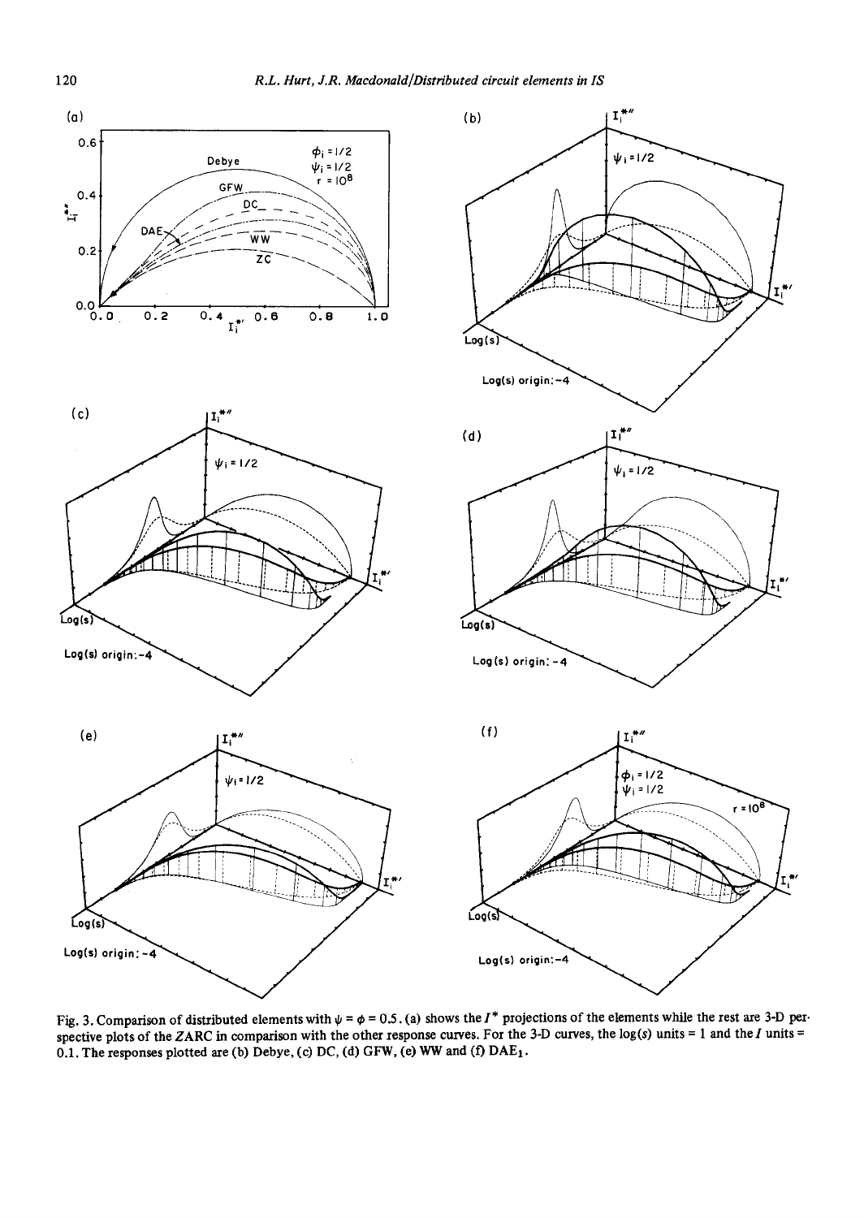Fig. 3. Comparison of distributed elements with $\psi = \phi = 0.5$. (a) shows the $I^*$ projections of the elements while the rest are 3-D perspective plots of the ZARC in comparison with the other response curves. For the 3-D curves, the log($s$) units = 1 and the $I$ units = 0.1. The responses plotted are (b) Debye, (c) DC, (d) GFW, (e) WW and (f) $DAE_1$.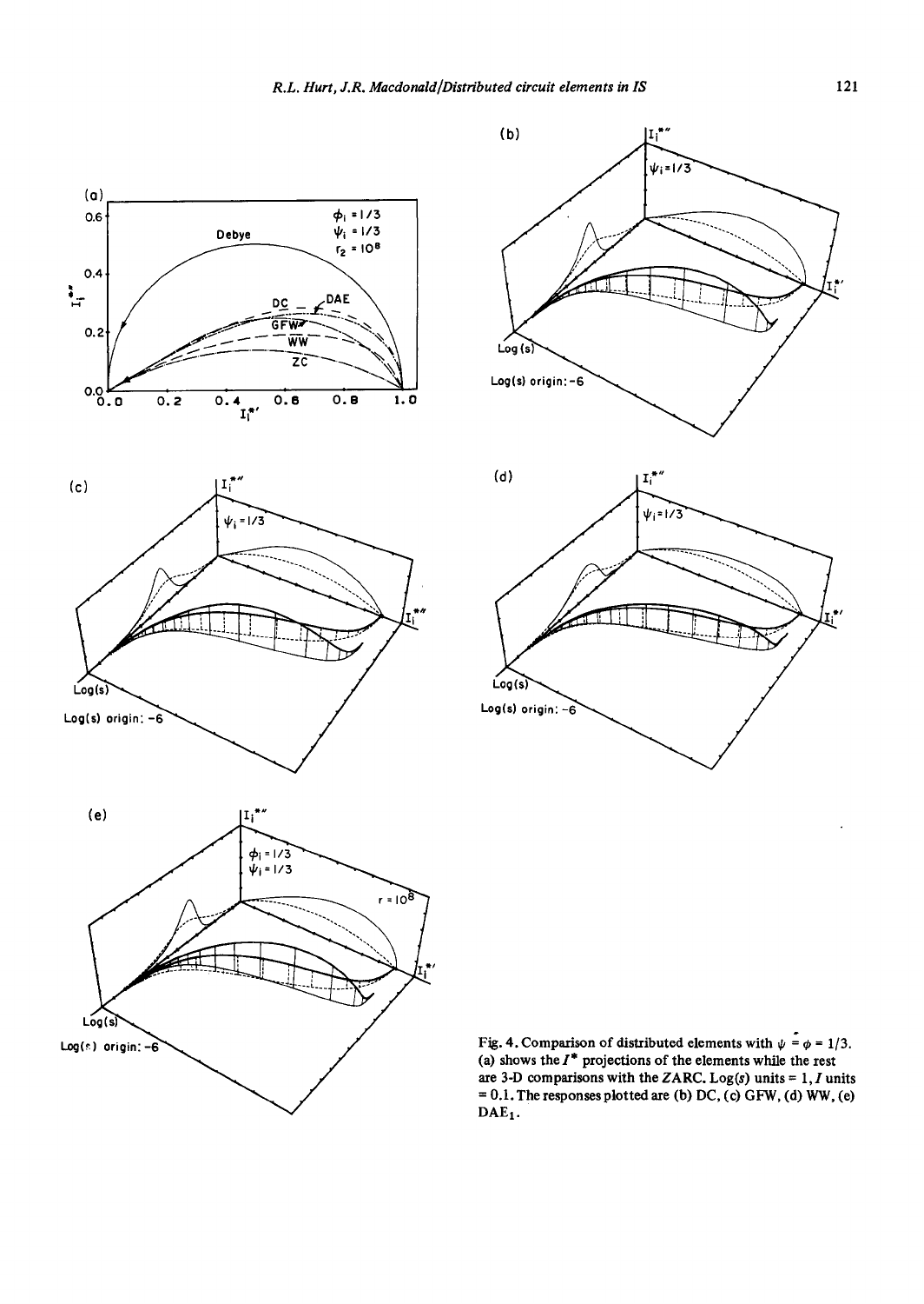Fig. 4. Comparison of distributed elements with $\psi = \phi = 1/3$. (a) shows the $I^*$ projections of the elements while the rest are 3-D comparisons with the ZARC. Log($s$) units = 1, $I$ units = 0.1. The responses plotted are (b) DC, (c) GFW, (d) WW, (e) $DAE_1$.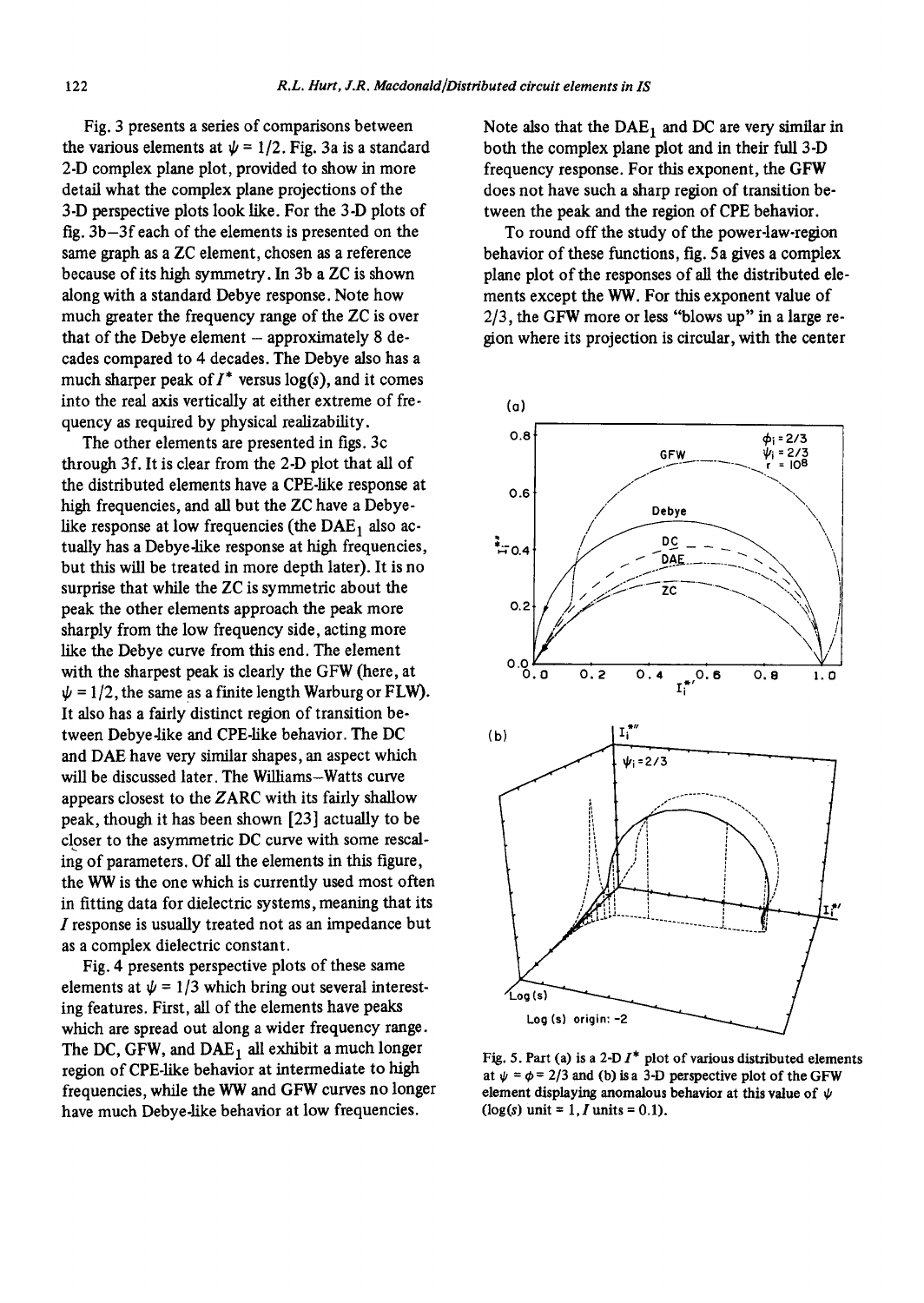Fig. 3 presents a series of comparisons between the various elements at $\psi = 1/2$. Fig. 3a is a standard 2-D complex plane plot, provided to show in more detail what the complex plane projections of the 3-D perspective plots look like. For the 3-D plots of fig. 3b–3f each of the elements is presented on the same graph as a ZC element, chosen as a reference because of its high symmetry. In 3b a ZC is shown along with a standard Debye response. Note how much greater the frequency range of the ZC is over that of the Debye element – approximately 8 decades compared to 4 decades. The Debye also has a much sharper peak of $I^*$ versus $\log(s)$, and it comes into the real axis vertically at either extreme of frequency as required by physical realizability.

The other elements are presented in figs. 3c through 3f. It is clear from the 2-D plot that all of the distributed elements have a CPE-like response at high frequencies, and all but the ZC have a Debye-like response at low frequencies (the $\mathrm{DAE}_1$ also actually has a Debye-like response at high frequencies, but this will be treated in more depth later). It is no surprise that while the ZC is symmetric about the peak the other elements approach the peak more sharply from the low frequency side, acting more like the Debye curve from this end. The element with the sharpest peak is clearly the GFW (here, at $\psi = 1/2$, the same as a finite length Warburg or FLW). It also has a fairly distinct region of transition between Debye-like and CPE-like behavior. The DC and DAE have very similar shapes, an aspect which will be discussed later. The Williams–Watts curve appears closest to the ZARC with its fairly shallow peak, though it has been shown [23] actually to be closer to the asymmetric DC curve with some rescaling of parameters. Of all the elements in this figure, the WW is the one which is currently used most often in fitting data for dielectric systems, meaning that its $I$ response is usually treated not as an impedance but as a complex dielectric constant.

Fig. 4 presents perspective plots of these same elements at $\psi = 1/3$ which bring out several interesting features. First, all of the elements have peaks which are spread out along a wider frequency range. The DC, GFW, and $\mathrm{DAE}_1$ all exhibit a much longer region of CPE-like behavior at intermediate to high frequencies, while the WW and GFW curves no longer have much Debye-like behavior at low frequencies.

Note also that the $\mathrm{DAE}_1$ and DC are very similar in both the complex plane plot and in their full 3-D frequency response. For this exponent, the GFW does not have such a sharp region of transition between the peak and the region of CPE behavior.

To round off the study of the power-law-region behavior of these functions, fig. 5a gives a complex plane plot of the responses of all the distributed elements except the WW. For this exponent value of 2/3, the GFW more or less "blows up" in a large region where its projection is circular, with the center

Fig. 5. Part (a) is a 2-D $I^*$ plot of various distributed elements at $\psi = \phi = 2/3$ and (b) is a 3-D perspective plot of the GFW element displaying anomalous behavior at this value of $\psi$ ($\log(s)$ unit = 1, $I$ units = 0.1).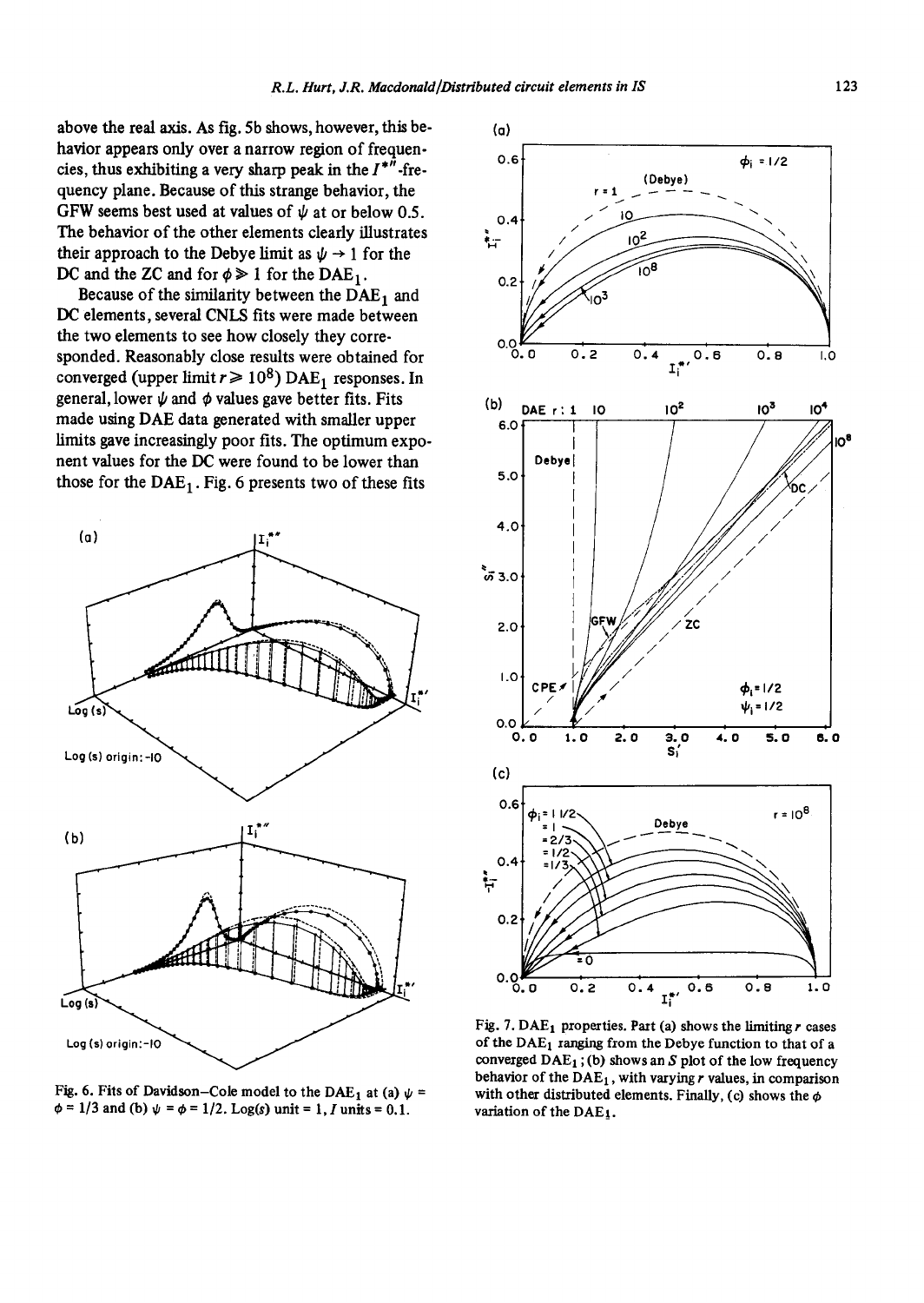above the real axis. As fig. 5b shows, however, this behavior appears only over a narrow region of frequencies, thus exhibiting a very sharp peak in the $I^{*''}$-frequency plane. Because of this strange behavior, the GFW seems best used at values of $\psi$ at or below 0.5. The behavior of the other elements clearly illustrates their approach to the Debye limit as $\psi \to 1$ for the DC and the ZC and for $\phi \gg 1$ for the $DAE_1$.

Because of the similarity between the $DAE_1$ and DC elements, several CNLS fits were made between the two elements to see how closely they corresponded. Reasonably close results were obtained for converged (upper limit $r \geq 10^8$) $DAE_1$ responses. In general, lower $\psi$ and $\phi$ values gave better fits. Fits made using DAE data generated with smaller upper limits gave increasingly poor fits. The optimum exponent values for the DC were found to be lower than those for the $DAE_1$. Fig. 6 presents two of these fits

Fig. 6. Fits of Davidson–Cole model to the $DAE_1$ at (a) $\psi = \phi = 1/3$ and (b) $\psi = \phi = 1/2$. Log(s) unit = 1, I units = 0.1.

Fig. 7. $DAE_1$ properties. Part (a) shows the limiting $r$ cases of the $DAE_1$ ranging from the Debye function to that of a converged $DAE_1$; (b) shows an $S$ plot of the low frequency behavior of the $DAE_1$, with varying $r$ values, in comparison with other distributed elements. Finally, (c) shows the $\phi$ variation of the $DAE_1$.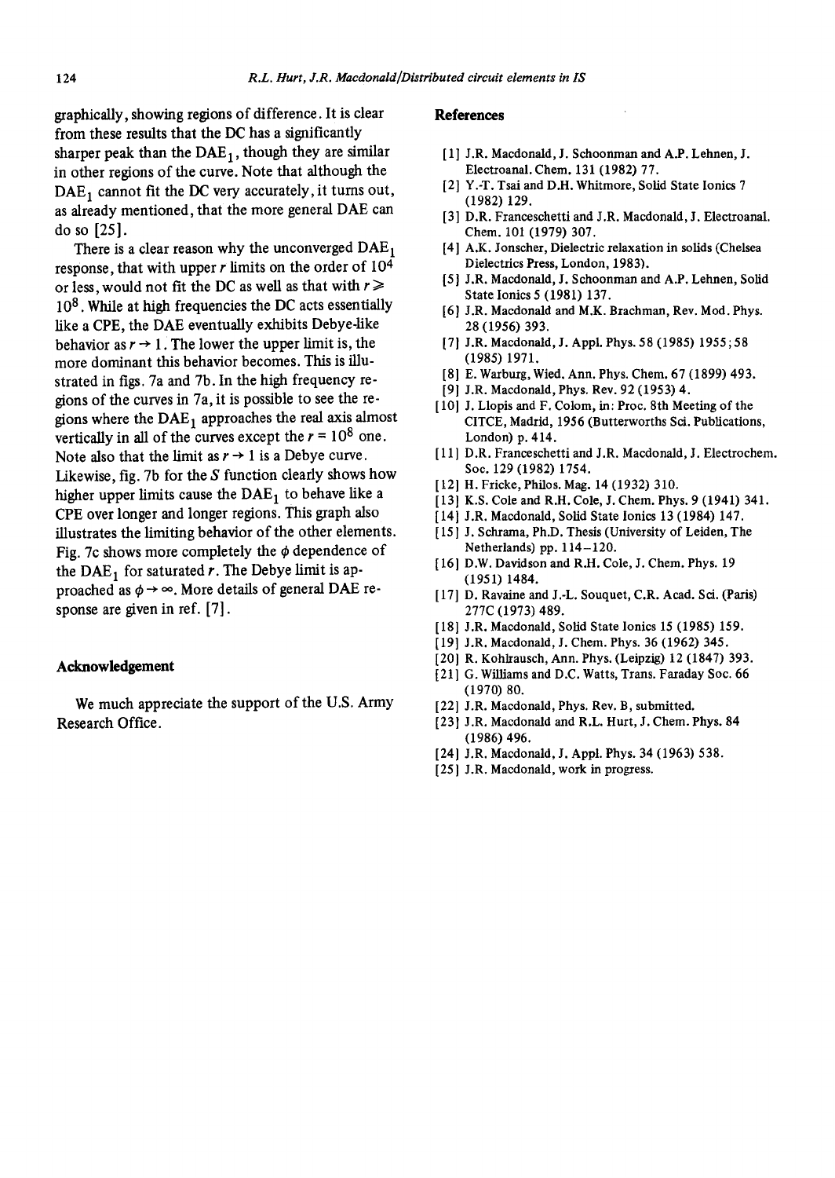graphically, showing regions of difference. It is clear from these results that the DC has a significantly sharper peak than the $DAE_1$, though they are similar in other regions of the curve. Note that although the $DAE_1$ cannot fit the DC very accurately, it turns out, as already mentioned, that the more general DAE can do so [25].

There is a clear reason why the unconverged $DAE_1$ response, that with upper $r$ limits on the order of $10^4$ or less, would not fit the DC as well as that with $r \geqslant 10^8$. While at high frequencies the DC acts essentially like a CPE, the DAE eventually exhibits Debye-like behavior as $r \to 1$. The lower the upper limit is, the more dominant this behavior becomes. This is illustrated in figs. 7a and 7b. In the high frequency regions of the curves in 7a, it is possible to see the regions where the $DAE_1$ approaches the real axis almost vertically in all of the curves except the $r = 10^8$ one. Note also that the limit as $r \to 1$ is a Debye curve. Likewise, fig. 7b for the $S$ function clearly shows how higher upper limits cause the $DAE_1$ to behave like a CPE over longer and longer regions. This graph also illustrates the limiting behavior of the other elements. Fig. 7c shows more completely the $\phi$ dependence of the $DAE_1$ for saturated $r$. The Debye limit is approached as $\phi \to \infty$. More details of general DAE response are given in ref. [7].

## Acknowledgement

We much appreciate the support of the U.S. Army Research Office.

## References

[1] J.R. Macdonald, J. Schoonman and A.P. Lehnen, J. Electroanal. Chem. 131 (1982) 77.
[2] Y.-T. Tsai and D.H. Whitmore, Solid State Ionics 7 (1982) 129.
[3] D.R. Franceschetti and J.R. Macdonald, J. Electroanal. Chem. 101 (1979) 307.
[4] A.K. Jonscher, Dielectric relaxation in solids (Chelsea Dielectrics Press, London, 1983).
[5] J.R. Macdonald, J. Schoonman and A.P. Lehnen, Solid State Ionics 5 (1981) 137.
[6] J.R. Macdonald and M.K. Brachman, Rev. Mod. Phys. 28 (1956) 393.
[7] J.R. Macdonald, J. Appl. Phys. 58 (1985) 1955; 58 (1985) 1971.
[8] E. Warburg, Wied. Ann. Phys. Chem. 67 (1899) 493.
[9] J.R. Macdonald, Phys. Rev. 92 (1953) 4.
[10] J. Llopis and F. Colom, in: Proc. 8th Meeting of the CITCE, Madrid, 1956 (Butterworths Sci. Publications, London) p. 414.
[11] D.R. Franceschetti and J.R. Macdonald, J. Electrochem. Soc. 129 (1982) 1754.
[12] H. Fricke, Philos. Mag. 14 (1932) 310.
[13] K.S. Cole and R.H. Cole, J. Chem. Phys. 9 (1941) 341.
[14] J.R. Macdonald, Solid State Ionics 13 (1984) 147.
[15] J. Schrama, Ph.D. Thesis (University of Leiden, The Netherlands) pp. 114–120.
[16] D.W. Davidson and R.H. Cole, J. Chem. Phys. 19 (1951) 1484.
[17] D. Ravaine and J.-L. Souquet, C.R. Acad. Sci. (Paris) 277C (1973) 489.
[18] J.R. Macdonald, Solid State Ionics 15 (1985) 159.
[19] J.R. Macdonald, J. Chem. Phys. 36 (1962) 345.
[20] R. Kohlrausch, Ann. Phys. (Leipzig) 12 (1847) 393.
[21] G. Williams and D.C. Watts, Trans. Faraday Soc. 66 (1970) 80.
[22] J.R. Macdonald, Phys. Rev. B, submitted.
[23] J.R. Macdonald and R.L. Hurt, J. Chem. Phys. 84 (1986) 496.
[24] J.R. Macdonald, J. Appl. Phys. 34 (1963) 538.
[25] J.R. Macdonald, work in progress.